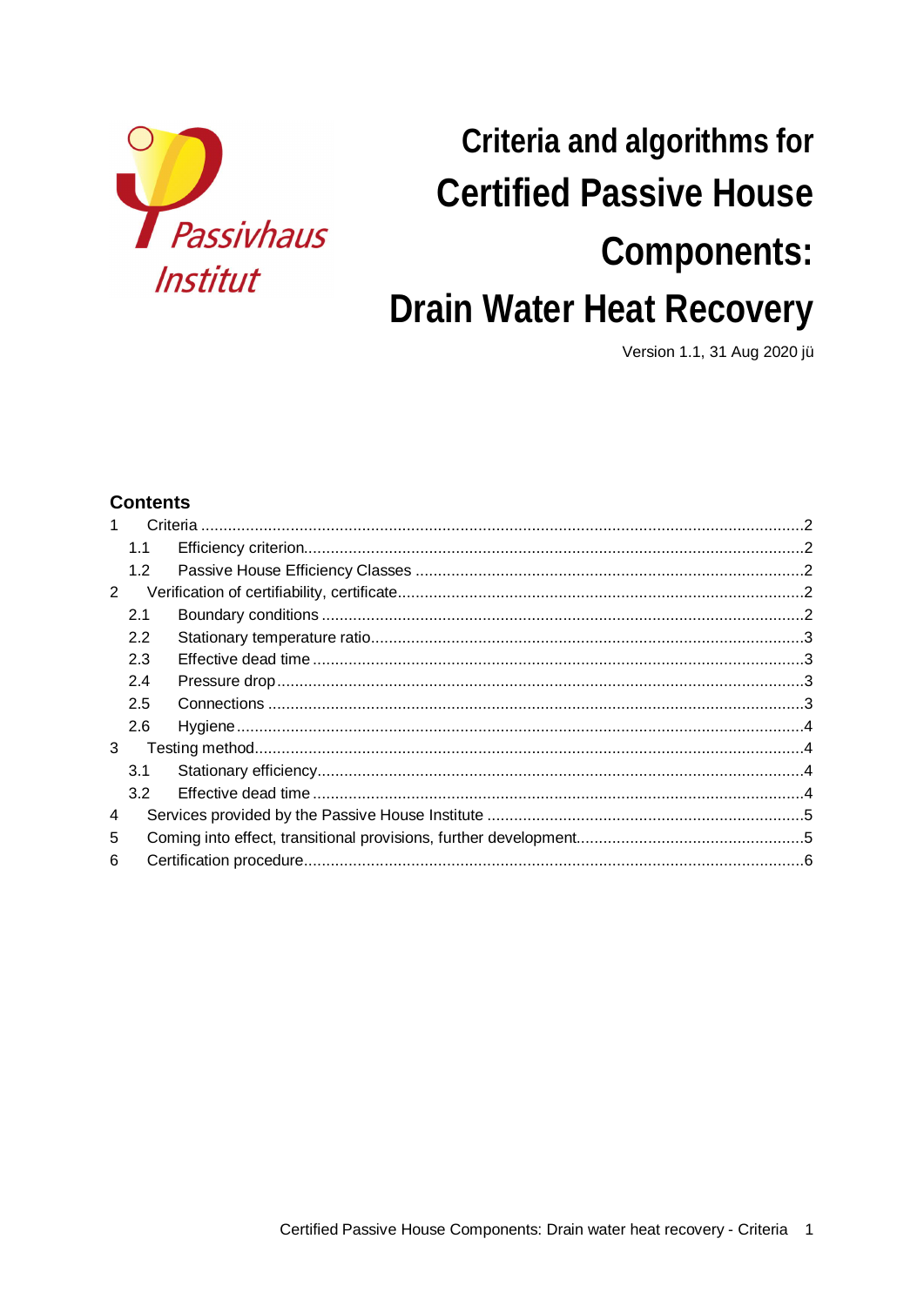Passivhaus Institut

# Criteria and algorithms for Certified Passive House Components: Drain Water Heat Recovery

Version 1.1, 31 Aug 2020 jü

## Contents

1 Criteria ..... 2
  1.1 Efficiency criterion ..... 2
  1.2 Passive House Efficiency Classes ..... 2
2 Verification of certifiability, certificate ..... 2
  2.1 Boundary conditions ..... 2
  2.2 Stationary temperature ratio ..... 3
  2.3 Effective dead time ..... 3
  2.4 Pressure drop ..... 3
  2.5 Connections ..... 3
  2.6 Hygiene ..... 4
3 Testing method ..... 4
  3.1 Stationary efficiency ..... 4
  3.2 Effective dead time ..... 4
4 Services provided by the Passive House Institute ..... 5
5 Coming into effect, transitional provisions, further development ..... 5
6 Certification procedure ..... 6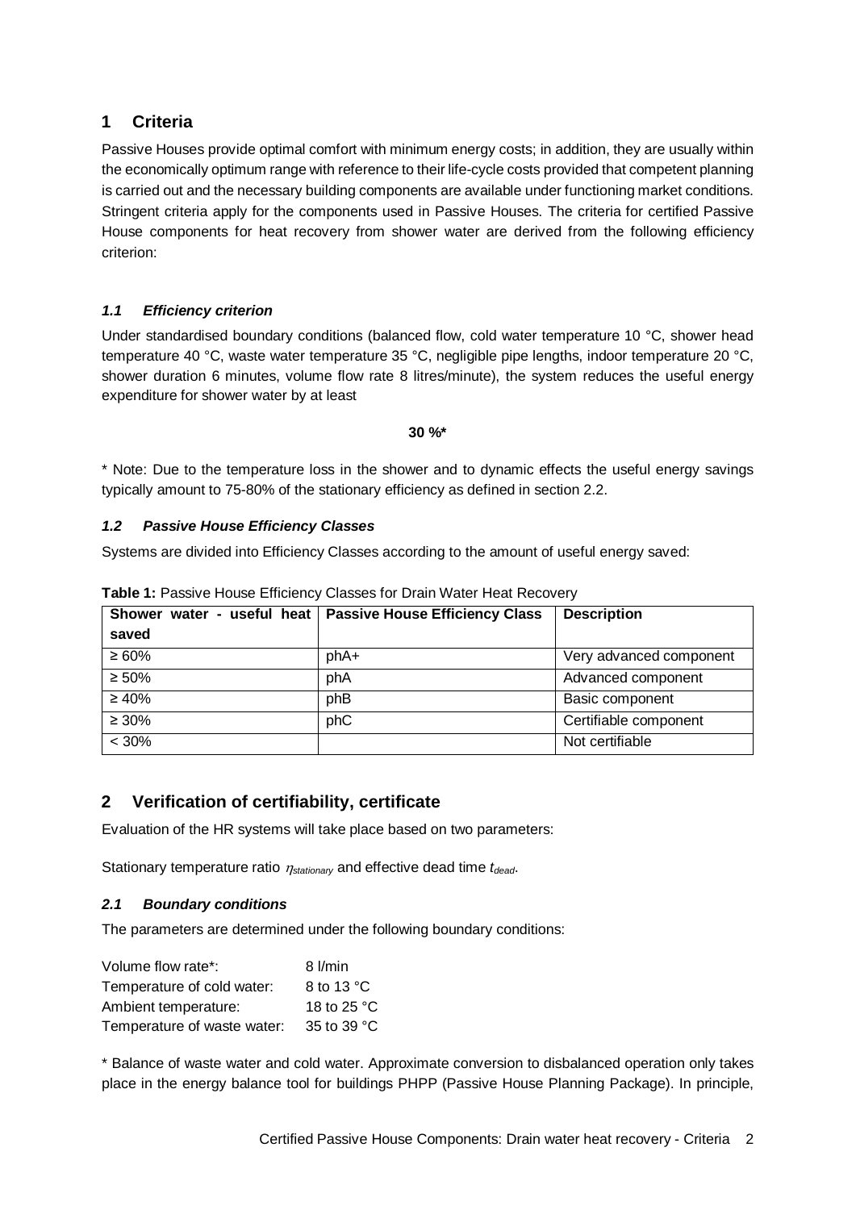# 1 Criteria

Passive Houses provide optimal comfort with minimum energy costs; in addition, they are usually within the economically optimum range with reference to their life-cycle costs provided that competent planning is carried out and the necessary building components are available under functioning market conditions. Stringent criteria apply for the components used in Passive Houses. The criteria for certified Passive House components for heat recovery from shower water are derived from the following efficiency criterion:

## *1.1 Efficiency criterion*

Under standardised boundary conditions (balanced flow, cold water temperature 10 °C, shower head temperature 40 °C, waste water temperature 35 °C, negligible pipe lengths, indoor temperature 20 °C, shower duration 6 minutes, volume flow rate 8 litres/minute), the system reduces the useful energy expenditure for shower water by at least

**30 %***

* Note: Due to the temperature loss in the shower and to dynamic effects the useful energy savings typically amount to 75-80% of the stationary efficiency as defined in section 2.2.

## *1.2 Passive House Efficiency Classes*

Systems are divided into Efficiency Classes according to the amount of useful energy saved:

**Table 1:** Passive House Efficiency Classes for Drain Water Heat Recovery

| Shower water - useful heat saved | Passive House Efficiency Class | Description |
|---|---|---|
| ≥ 60% | phA+ | Very advanced component |
| ≥ 50% | phA | Advanced component |
| ≥ 40% | phB | Basic component |
| ≥ 30% | phC | Certifiable component |
| < 30% | | Not certifiable |

# 2 Verification of certifiability, certificate

Evaluation of the HR systems will take place based on two parameters:

Stationary temperature ratio $\eta_{stationary}$ and effective dead time $t_{dead}$.

## *2.1 Boundary conditions*

The parameters are determined under the following boundary conditions:

| | |
|---|---|
| Volume flow rate*: | 8 l/min |
| Temperature of cold water: | 8 to 13 °C |
| Ambient temperature: | 18 to 25 °C |
| Temperature of waste water: | 35 to 39 °C |

* Balance of waste water and cold water. Approximate conversion to disbalanced operation only takes place in the energy balance tool for buildings PHPP (Passive House Planning Package). In principle,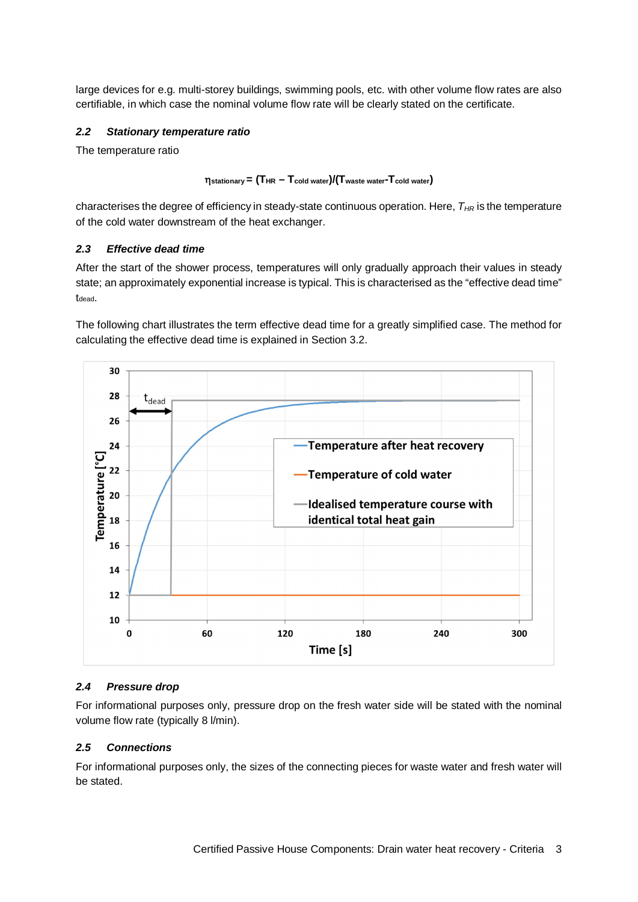large devices for e.g. multi-storey buildings, swimming pools, etc. with other volume flow rates are also certifiable, in which case the nominal volume flow rate will be clearly stated on the certificate.

### *2.2 Stationary temperature ratio*

The temperature ratio

$$\eta_{stationary} = (T_{HR} - T_{cold\ water})/(T_{waste\ water} - T_{cold\ water})$$

characterises the degree of efficiency in steady-state continuous operation. Here, $T_{HR}$ is the temperature of the cold water downstream of the heat exchanger.

### *2.3 Effective dead time*

After the start of the shower process, temperatures will only gradually approach their values in steady state; an approximately exponential increase is typical. This is characterised as the "effective dead time" $t_{dead}$.

The following chart illustrates the term effective dead time for a greatly simplified case. The method for calculating the effective dead time is explained in Section 3.2.

### *2.4 Pressure drop*

For informational purposes only, pressure drop on the fresh water side will be stated with the nominal volume flow rate (typically 8 l/min).

### *2.5 Connections*

For informational purposes only, the sizes of the connecting pieces for waste water and fresh water will be stated.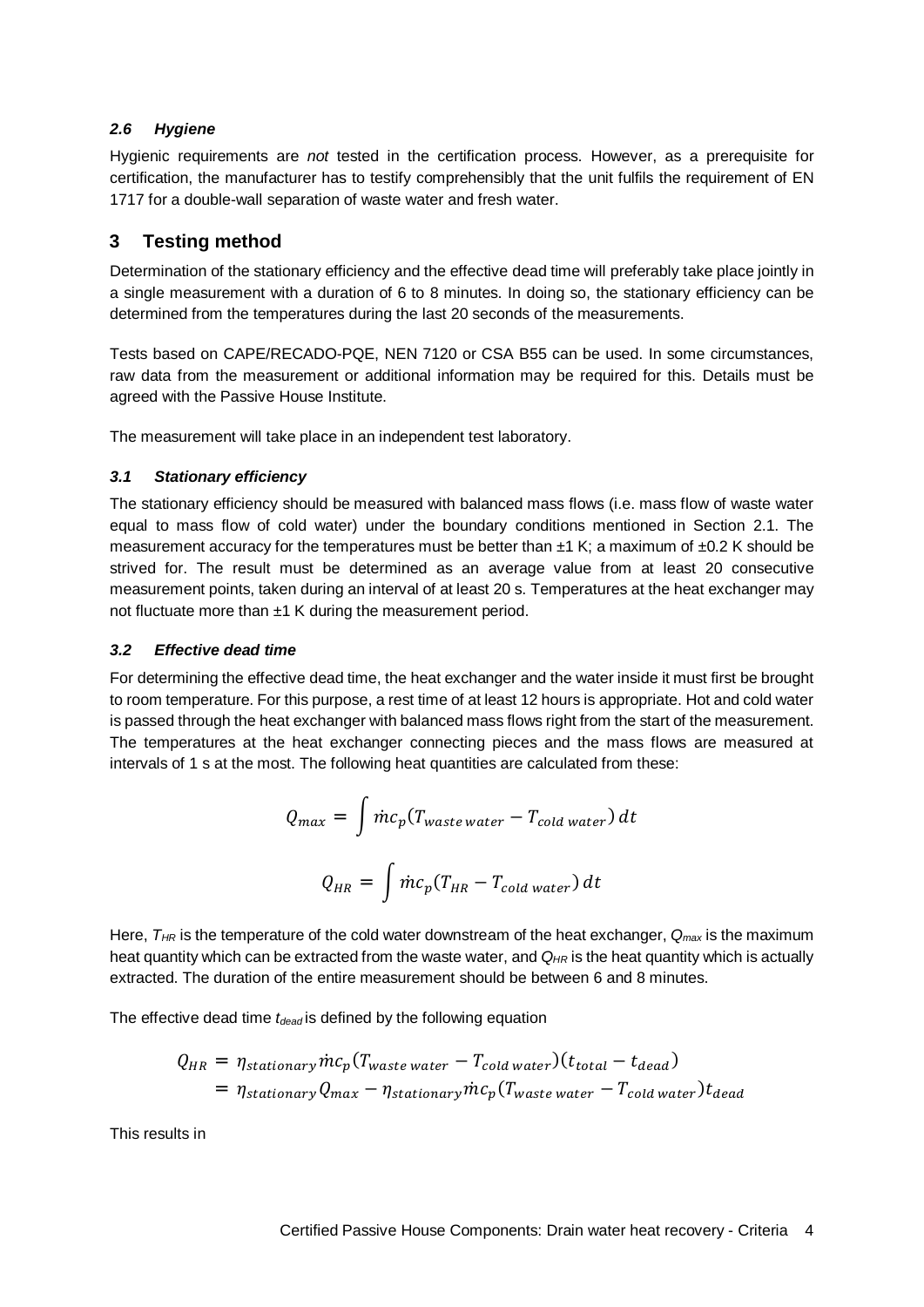### *2.6 Hygiene*

Hygienic requirements are *not* tested in the certification process. However, as a prerequisite for certification, the manufacturer has to testify comprehensibly that the unit fulfils the requirement of EN 1717 for a double-wall separation of waste water and fresh water.

## 3 Testing method

Determination of the stationary efficiency and the effective dead time will preferably take place jointly in a single measurement with a duration of 6 to 8 minutes. In doing so, the stationary efficiency can be determined from the temperatures during the last 20 seconds of the measurements.

Tests based on CAPE/RECADO-PQE, NEN 7120 or CSA B55 can be used. In some circumstances, raw data from the measurement or additional information may be required for this. Details must be agreed with the Passive House Institute.

The measurement will take place in an independent test laboratory.

### *3.1 Stationary efficiency*

The stationary efficiency should be measured with balanced mass flows (i.e. mass flow of waste water equal to mass flow of cold water) under the boundary conditions mentioned in Section 2.1. The measurement accuracy for the temperatures must be better than ±1 K; a maximum of ±0.2 K should be strived for. The result must be determined as an average value from at least 20 consecutive measurement points, taken during an interval of at least 20 s. Temperatures at the heat exchanger may not fluctuate more than ±1 K during the measurement period.

### *3.2 Effective dead time*

For determining the effective dead time, the heat exchanger and the water inside it must first be brought to room temperature. For this purpose, a rest time of at least 12 hours is appropriate. Hot and cold water is passed through the heat exchanger with balanced mass flows right from the start of the measurement. The temperatures at the heat exchanger connecting pieces and the mass flows are measured at intervals of 1 s at the most. The following heat quantities are calculated from these:

$$Q_{max} = \int \dot{m}c_p(T_{waste\,water} - T_{cold\,water})\,dt$$

$$Q_{HR} = \int \dot{m}c_p(T_{HR} - T_{cold\,water})\,dt$$

Here, $T_{HR}$ is the temperature of the cold water downstream of the heat exchanger, $Q_{max}$ is the maximum heat quantity which can be extracted from the waste water, and $Q_{HR}$ is the heat quantity which is actually extracted. The duration of the entire measurement should be between 6 and 8 minutes.

The effective dead time $t_{dead}$ is defined by the following equation

$$\begin{aligned} Q_{HR} &= \eta_{stationary}\dot{m}c_p(T_{waste\,water} - T_{cold\,water})(t_{total} - t_{dead}) \\ &= \eta_{stationary}Q_{max} - \eta_{stationary}\dot{m}c_p(T_{waste\,water} - T_{cold\,water})t_{dead} \end{aligned}$$

This results in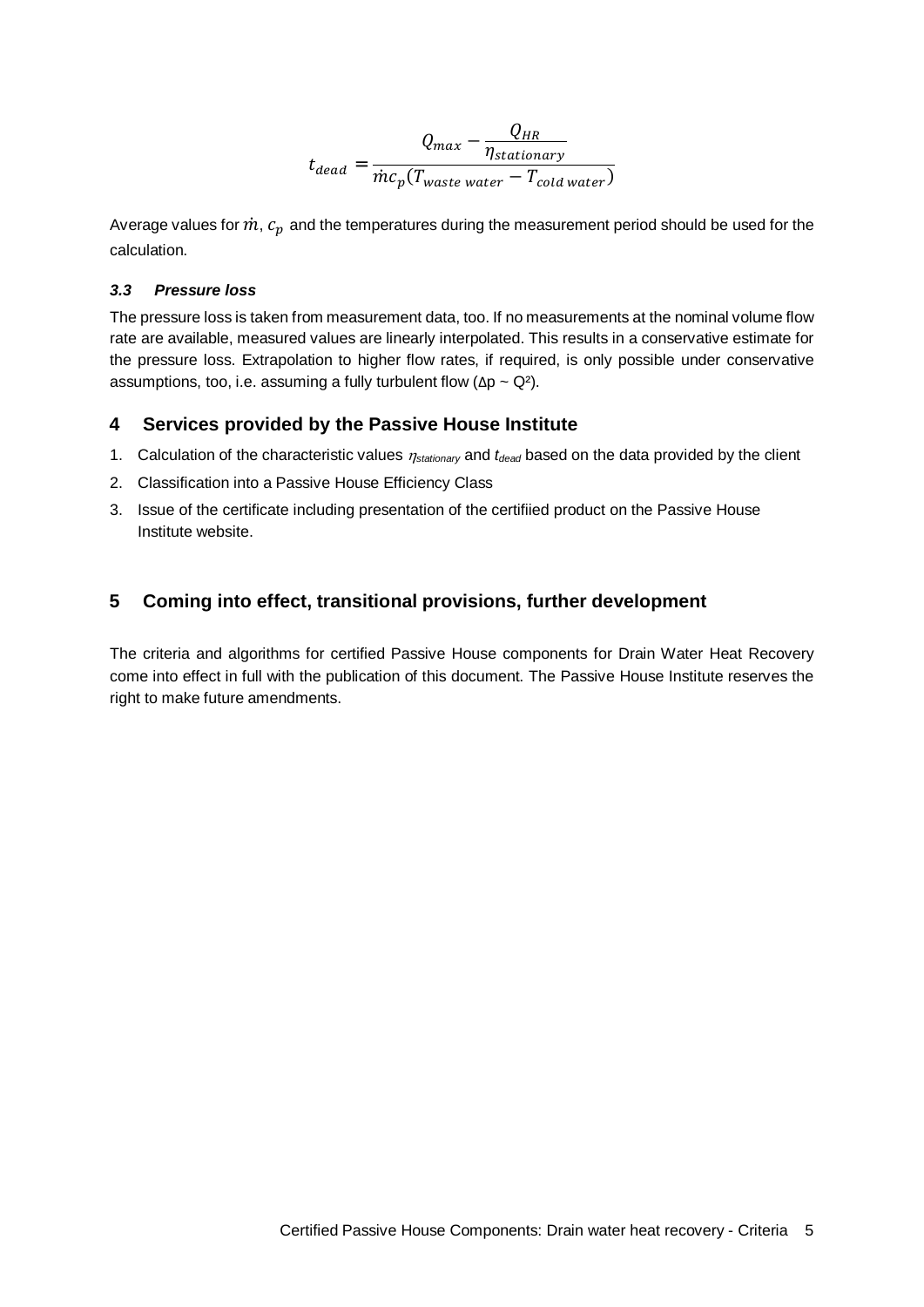$$t_{dead} = \frac{Q_{max} - \frac{Q_{HR}}{\eta_{stationary}}}{\dot{m}c_p(T_{waste\ water} - T_{cold\ water})}$$

Average values for $\dot{m}$, $c_p$ and the temperatures during the measurement period should be used for the calculation.

### *3.3 Pressure loss*

The pressure loss is taken from measurement data, too. If no measurements at the nominal volume flow rate are available, measured values are linearly interpolated. This results in a conservative estimate for the pressure loss. Extrapolation to higher flow rates, if required, is only possible under conservative assumptions, too, i.e. assuming a fully turbulent flow ($\Delta p \sim Q^2$).

## 4 Services provided by the Passive House Institute

1. Calculation of the characteristic values $\eta_{stationary}$ and $t_{dead}$ based on the data provided by the client
2. Classification into a Passive House Efficiency Class
3. Issue of the certificate including presentation of the certifiied product on the Passive House Institute website.

## 5 Coming into effect, transitional provisions, further development

The criteria and algorithms for certified Passive House components for Drain Water Heat Recovery come into effect in full with the publication of this document. The Passive House Institute reserves the right to make future amendments.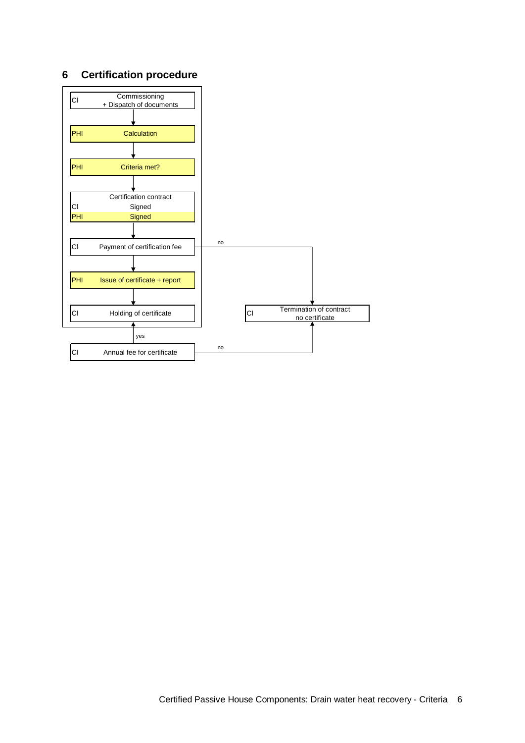## 6 Certification procedure

CI Commissioning + Dispatch of documents

PHI Calculation

PHI Criteria met?

Certification contract
CI Signed
PHI Signed

CI Payment of certification fee

no

PHI Issue of certificate + report

CI Holding of certificate

CI Termination of contract no certificate

yes

CI Annual fee for certificate

no